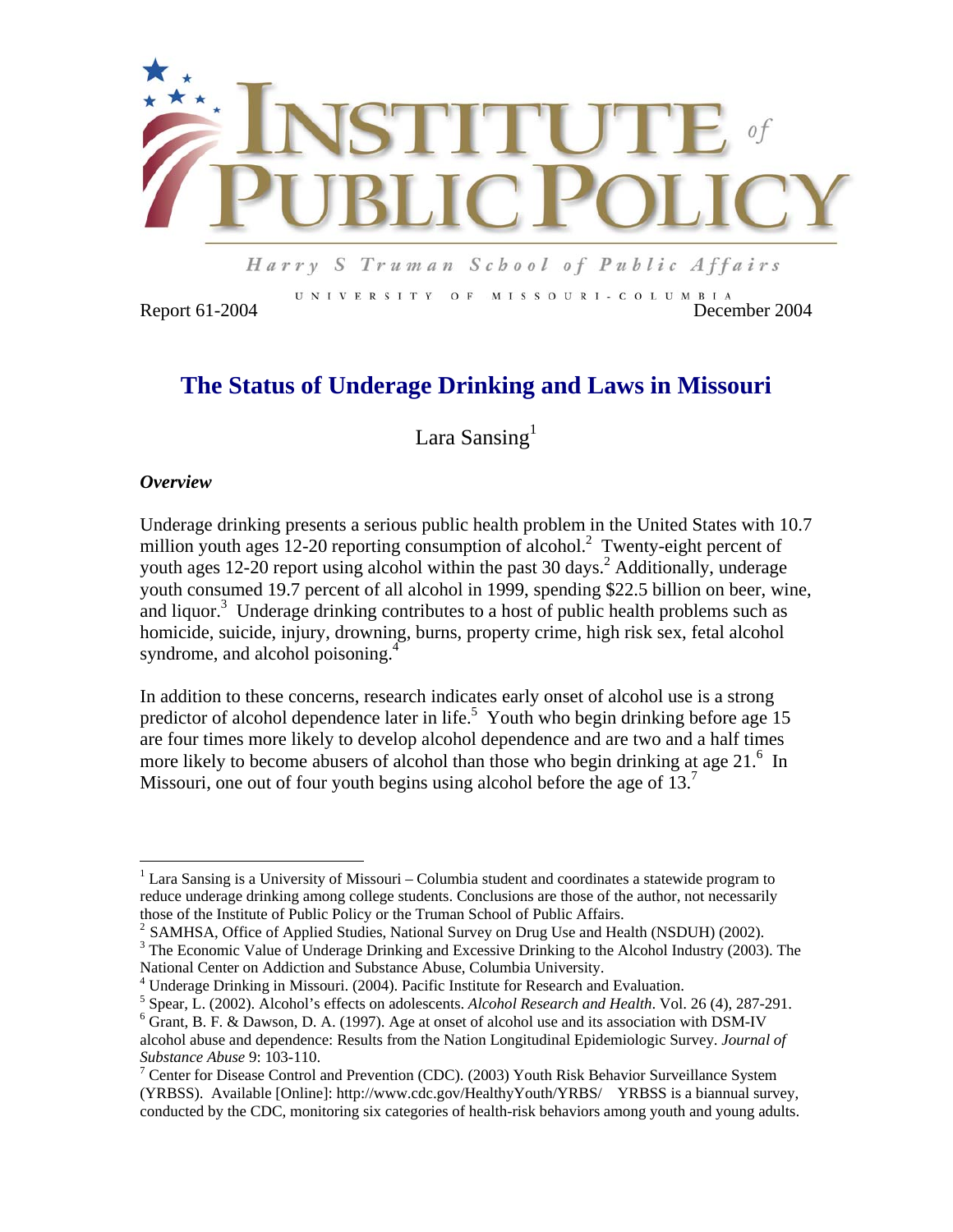# INSTITUTE of PUBLIC POLICY

Harry S Truman School of Public Affairs

UNIVERSITY OF MISSOURI-COLUMBIA

Report 61-2004 December 2004

## The Status of Underage Drinking and Laws in Missouri

Lara Sansing[1]

### *Overview*

Underage drinking presents a serious public health problem in the United States with 10.7 million youth ages 12-20 reporting consumption of alcohol.[2] Twenty-eight percent of youth ages 12-20 report using alcohol within the past 30 days.[2] Additionally, underage youth consumed 19.7 percent of all alcohol in 1999, spending $22.5 billion on beer, wine, and liquor.[3] Underage drinking contributes to a host of public health problems such as homicide, suicide, injury, drowning, burns, property crime, high risk sex, fetal alcohol syndrome, and alcohol poisoning.[4]

In addition to these concerns, research indicates early onset of alcohol use is a strong predictor of alcohol dependence later in life.[5] Youth who begin drinking before age 15 are four times more likely to develop alcohol dependence and are two and a half times more likely to become abusers of alcohol than those who begin drinking at age 21.[6] In Missouri, one out of four youth begins using alcohol before the age of 13.[7]

---

[1] Lara Sansing is a University of Missouri – Columbia student and coordinates a statewide program to reduce underage drinking among college students. Conclusions are those of the author, not necessarily those of the Institute of Public Policy or the Truman School of Public Affairs.

[2] SAMHSA, Office of Applied Studies, National Survey on Drug Use and Health (NSDUH) (2002).

[3] The Economic Value of Underage Drinking and Excessive Drinking to the Alcohol Industry (2003). The National Center on Addiction and Substance Abuse, Columbia University.

[4] Underage Drinking in Missouri. (2004). Pacific Institute for Research and Evaluation.

[5] Spear, L. (2002). Alcohol's effects on adolescents. *Alcohol Research and Health*. Vol. 26 (4), 287-291.

[6] Grant, B. F. & Dawson, D. A. (1997). Age at onset of alcohol use and its association with DSM-IV alcohol abuse and dependence: Results from the Nation Longitudinal Epidemiologic Survey. *Journal of Substance Abuse* 9: 103-110.

[7] Center for Disease Control and Prevention (CDC). (2003) Youth Risk Behavior Surveillance System (YRBSS). Available [Online]: http://www.cdc.gov/HealthyYouth/YRBS/ YRBSS is a biannual survey, conducted by the CDC, monitoring six categories of health-risk behaviors among youth and young adults.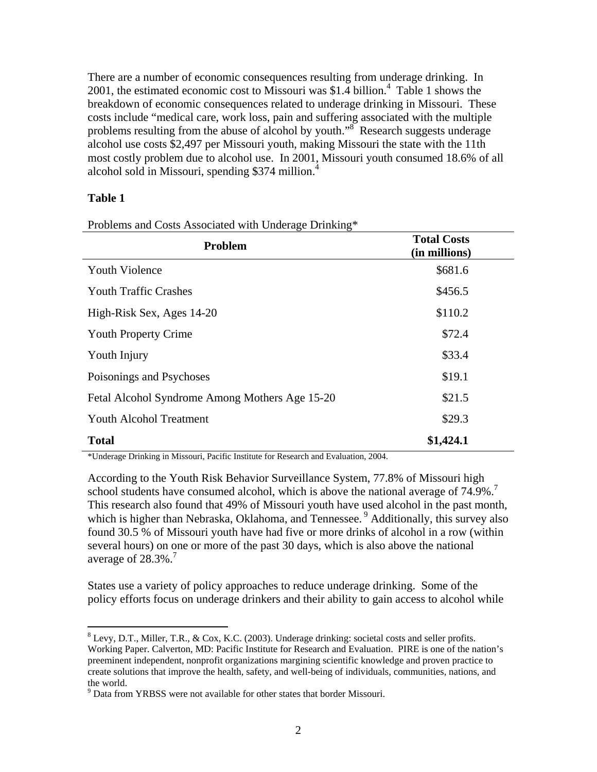There are a number of economic consequences resulting from underage drinking. In 2001, the estimated economic cost to Missouri was $1.4 billion.[4] Table 1 shows the breakdown of economic consequences related to underage drinking in Missouri. These costs include "medical care, work loss, pain and suffering associated with the multiple problems resulting from the abuse of alcohol by youth."[8] Research suggests underage alcohol use costs $2,497 per Missouri youth, making Missouri the state with the 11th most costly problem due to alcohol use. In 2001, Missouri youth consumed 18.6% of all alcohol sold in Missouri, spending $374 million.[4]

**Table 1**

Problems and Costs Associated with Underage Drinking*

| Problem | Total Costs (in millions) |
|---|---|
| Youth Violence | $681.6 |
| Youth Traffic Crashes | $456.5 |
| High-Risk Sex, Ages 14-20 | $110.2 |
| Youth Property Crime | $72.4 |
| Youth Injury | $33.4 |
| Poisonings and Psychoses | $19.1 |
| Fetal Alcohol Syndrome Among Mothers Age 15-20 | $21.5 |
| Youth Alcohol Treatment | $29.3 |
| **Total** | **$1,424.1** |

*Underage Drinking in Missouri, Pacific Institute for Research and Evaluation, 2004.

According to the Youth Risk Behavior Surveillance System, 77.8% of Missouri high school students have consumed alcohol, which is above the national average of 74.9%.[7] This research also found that 49% of Missouri youth have used alcohol in the past month, which is higher than Nebraska, Oklahoma, and Tennessee.[9] Additionally, this survey also found 30.5 % of Missouri youth have had five or more drinks of alcohol in a row (within several hours) on one or more of the past 30 days, which is also above the national average of 28.3%.[7]

States use a variety of policy approaches to reduce underage drinking. Some of the policy efforts focus on underage drinkers and their ability to gain access to alcohol while

---

[8] Levy, D.T., Miller, T.R., & Cox, K.C. (2003). Underage drinking: societal costs and seller profits. Working Paper. Calverton, MD: Pacific Institute for Research and Evaluation. PIRE is one of the nation's preeminent independent, nonprofit organizations margining scientific knowledge and proven practice to create solutions that improve the health, safety, and well-being of individuals, communities, nations, and the world.

[9] Data from YRBSS were not available for other states that border Missouri.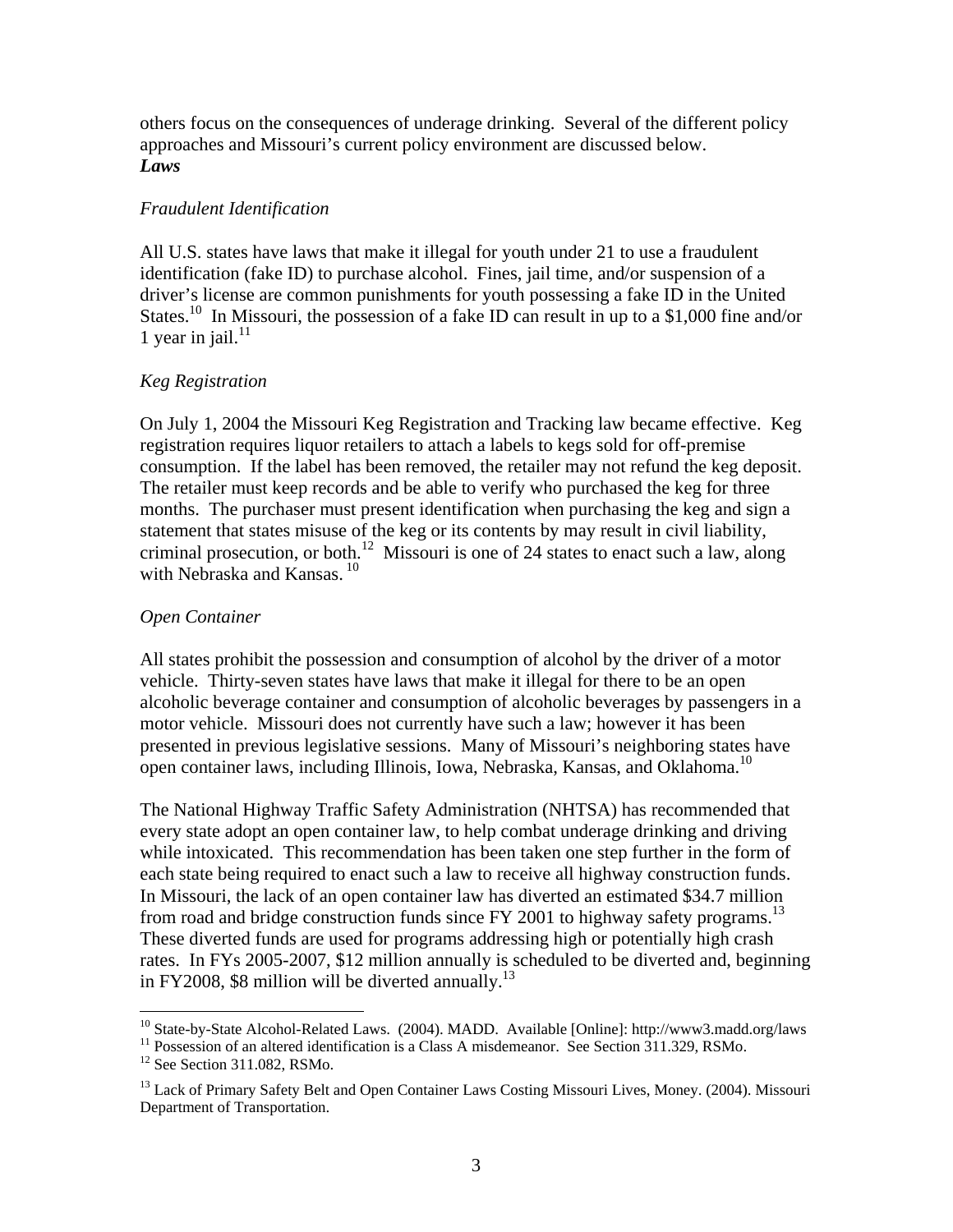others focus on the consequences of underage drinking. Several of the different policy approaches and Missouri's current policy environment are discussed below.

***Laws***

*Fraudulent Identification*

All U.S. states have laws that make it illegal for youth under 21 to use a fraudulent identification (fake ID) to purchase alcohol. Fines, jail time, and/or suspension of a driver's license are common punishments for youth possessing a fake ID in the United States.[10] In Missouri, the possession of a fake ID can result in up to a $1,000 fine and/or 1 year in jail.[11]

*Keg Registration*

On July 1, 2004 the Missouri Keg Registration and Tracking law became effective. Keg registration requires liquor retailers to attach a labels to kegs sold for off-premise consumption. If the label has been removed, the retailer may not refund the keg deposit. The retailer must keep records and be able to verify who purchased the keg for three months. The purchaser must present identification when purchasing the keg and sign a statement that states misuse of the keg or its contents by may result in civil liability, criminal prosecution, or both.[12] Missouri is one of 24 states to enact such a law, along with Nebraska and Kansas.[10]

*Open Container*

All states prohibit the possession and consumption of alcohol by the driver of a motor vehicle. Thirty-seven states have laws that make it illegal for there to be an open alcoholic beverage container and consumption of alcoholic beverages by passengers in a motor vehicle. Missouri does not currently have such a law; however it has been presented in previous legislative sessions. Many of Missouri's neighboring states have open container laws, including Illinois, Iowa, Nebraska, Kansas, and Oklahoma.[10]

The National Highway Traffic Safety Administration (NHTSA) has recommended that every state adopt an open container law, to help combat underage drinking and driving while intoxicated. This recommendation has been taken one step further in the form of each state being required to enact such a law to receive all highway construction funds. In Missouri, the lack of an open container law has diverted an estimated $34.7 million from road and bridge construction funds since FY 2001 to highway safety programs.[13] These diverted funds are used for programs addressing high or potentially high crash rates. In FYs 2005-2007, $12 million annually is scheduled to be diverted and, beginning in FY2008, $8 million will be diverted annually.[13]

---

[10] State-by-State Alcohol-Related Laws. (2004). MADD. Available [Online]: http://www3.madd.org/laws

[11] Possession of an altered identification is a Class A misdemeanor. See Section 311.329, RSMo.

[12] See Section 311.082, RSMo.

[13] Lack of Primary Safety Belt and Open Container Laws Costing Missouri Lives, Money. (2004). Missouri Department of Transportation.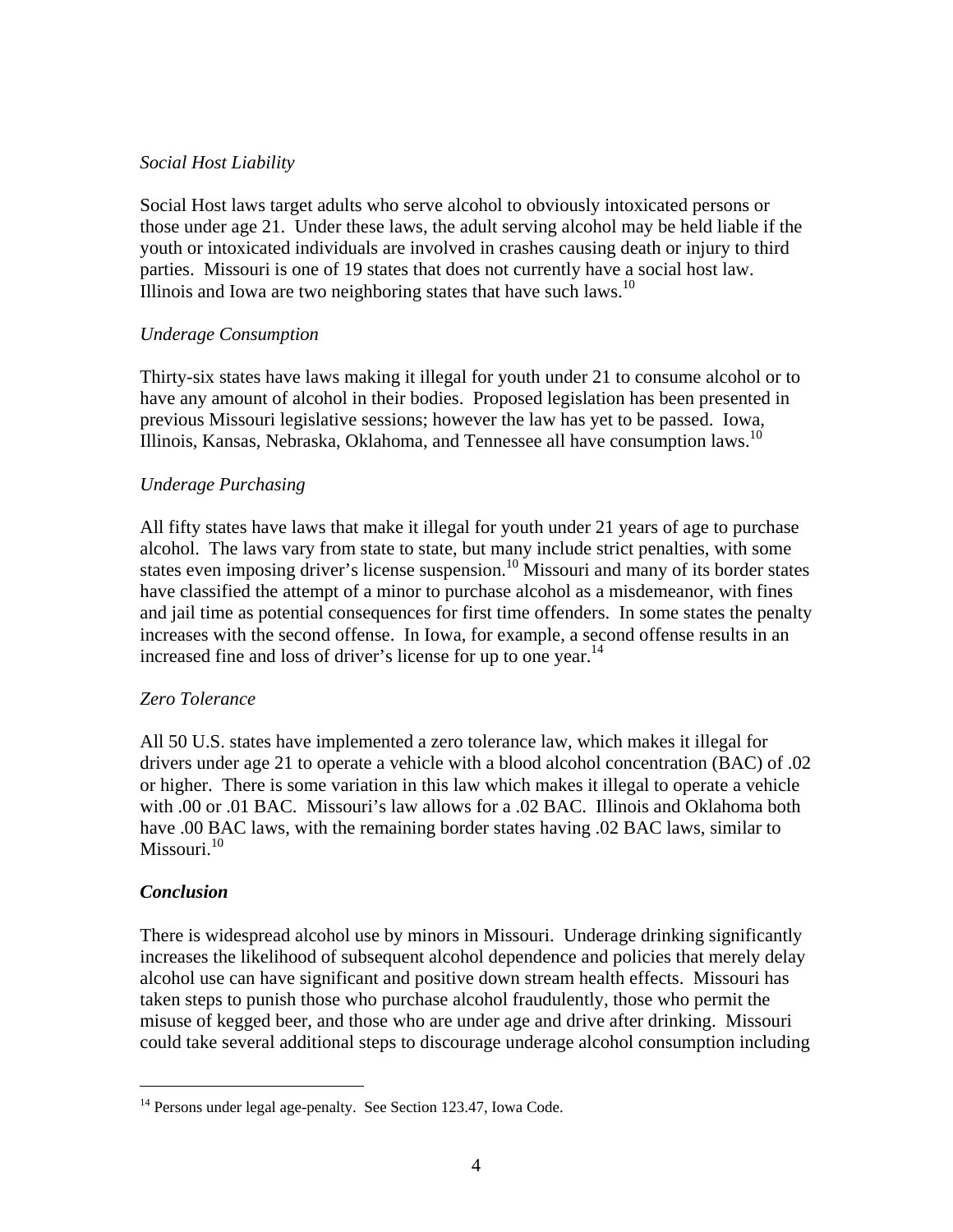*Social Host Liability*

Social Host laws target adults who serve alcohol to obviously intoxicated persons or those under age 21. Under these laws, the adult serving alcohol may be held liable if the youth or intoxicated individuals are involved in crashes causing death or injury to third parties. Missouri is one of 19 states that does not currently have a social host law. Illinois and Iowa are two neighboring states that have such laws.[10]

*Underage Consumption*

Thirty-six states have laws making it illegal for youth under 21 to consume alcohol or to have any amount of alcohol in their bodies. Proposed legislation has been presented in previous Missouri legislative sessions; however the law has yet to be passed. Iowa, Illinois, Kansas, Nebraska, Oklahoma, and Tennessee all have consumption laws.[10]

*Underage Purchasing*

All fifty states have laws that make it illegal for youth under 21 years of age to purchase alcohol. The laws vary from state to state, but many include strict penalties, with some states even imposing driver's license suspension.[10] Missouri and many of its border states have classified the attempt of a minor to purchase alcohol as a misdemeanor, with fines and jail time as potential consequences for first time offenders. In some states the penalty increases with the second offense. In Iowa, for example, a second offense results in an increased fine and loss of driver's license for up to one year.[14]

*Zero Tolerance*

All 50 U.S. states have implemented a zero tolerance law, which makes it illegal for drivers under age 21 to operate a vehicle with a blood alcohol concentration (BAC) of .02 or higher. There is some variation in this law which makes it illegal to operate a vehicle with .00 or .01 BAC. Missouri's law allows for a .02 BAC. Illinois and Oklahoma both have .00 BAC laws, with the remaining border states having .02 BAC laws, similar to Missouri.[10]

***Conclusion***

There is widespread alcohol use by minors in Missouri. Underage drinking significantly increases the likelihood of subsequent alcohol dependence and policies that merely delay alcohol use can have significant and positive down stream health effects. Missouri has taken steps to punish those who purchase alcohol fraudulently, those who permit the misuse of kegged beer, and those who are under age and drive after drinking. Missouri could take several additional steps to discourage underage alcohol consumption including

---

[14] Persons under legal age-penalty. See Section 123.47, Iowa Code.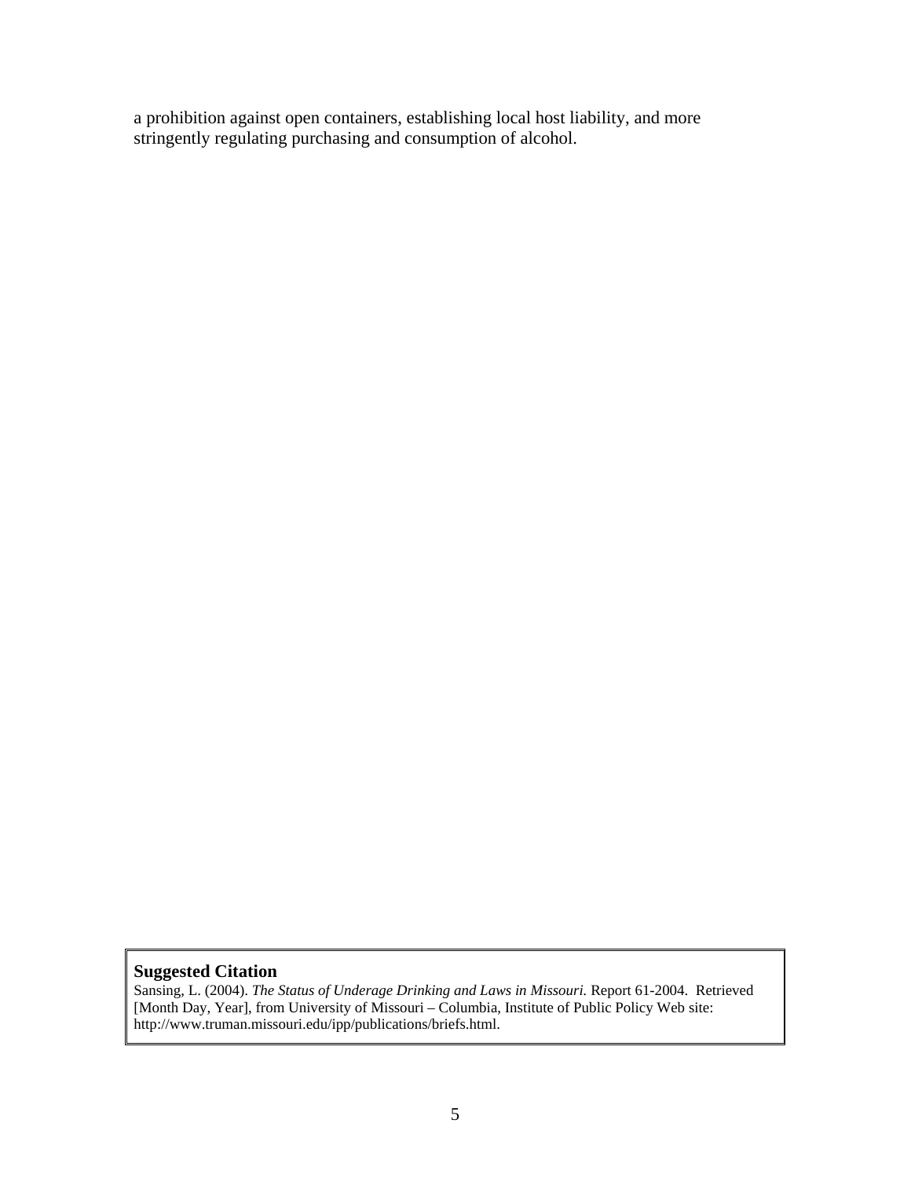a prohibition against open containers, establishing local host liability, and more stringently regulating purchasing and consumption of alcohol.

**Suggested Citation**

Sansing, L. (2004). *The Status of Underage Drinking and Laws in Missouri.* Report 61-2004. Retrieved [Month Day, Year], from University of Missouri – Columbia, Institute of Public Policy Web site: http://www.truman.missouri.edu/ipp/publications/briefs.html.